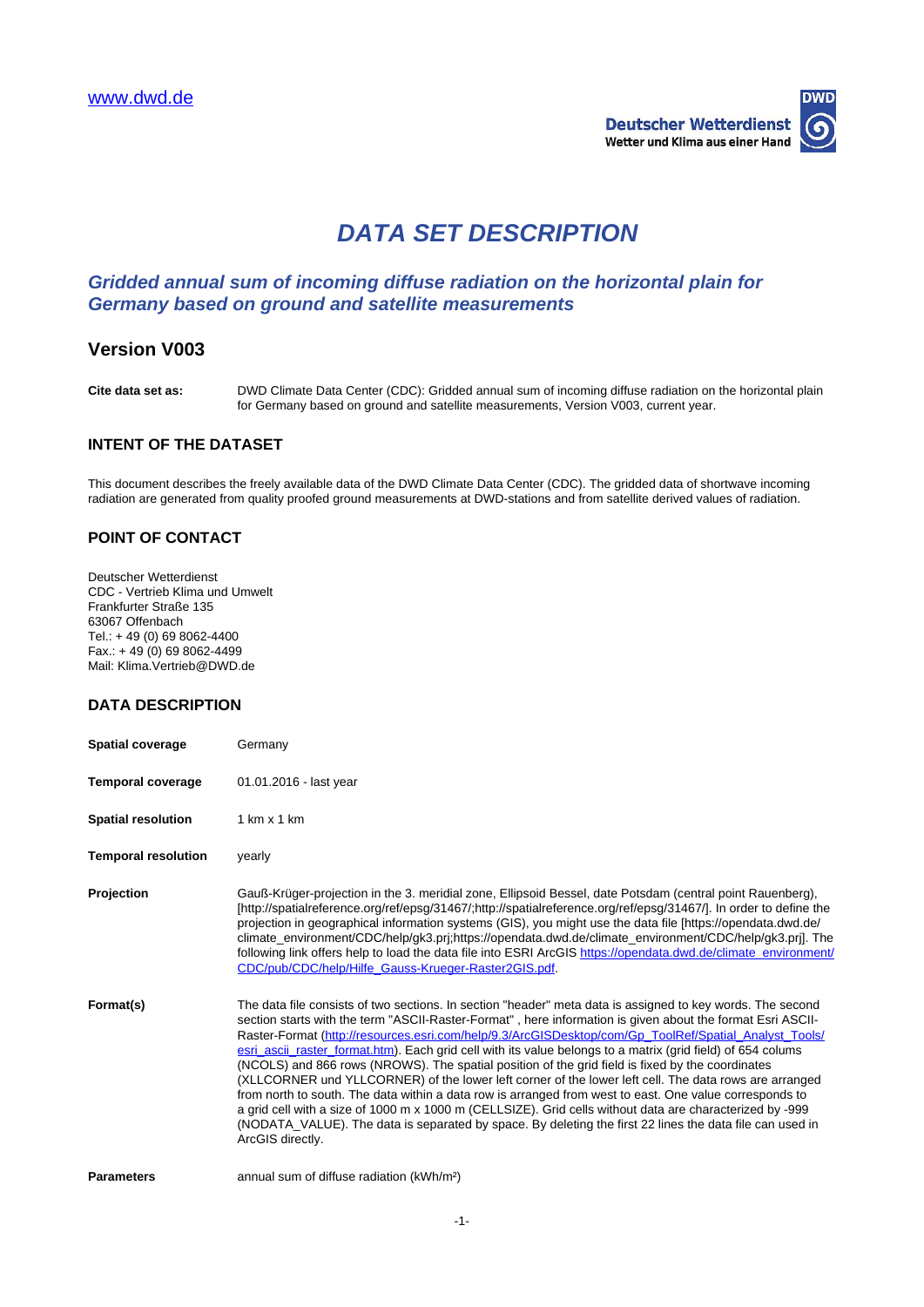www.dwd.de

Deutscher Wetterdienst
Wetter und Klima aus einer Hand

# DATA SET DESCRIPTION

## Gridded annual sum of incoming diffuse radiation on the horizontal plain for Germany based on ground and satellite measurements

## Version V003

**Cite data set as:** DWD Climate Data Center (CDC): Gridded annual sum of incoming diffuse radiation on the horizontal plain for Germany based on ground and satellite measurements, Version V003, current year.

### INTENT OF THE DATASET

This document describes the freely available data of the DWD Climate Data Center (CDC). The gridded data of shortwave incoming radiation are generated from quality proofed ground measurements at DWD-stations and from satellite derived values of radiation.

### POINT OF CONTACT

Deutscher Wetterdienst
CDC - Vertrieb Klima und Umwelt
Frankfurter Straße 135
63067 Offenbach
Tel.: + 49 (0) 69 8062-4400
Fax.: + 49 (0) 69 8062-4499
Mail: Klima.Vertrieb@DWD.de

### DATA DESCRIPTION

**Spatial coverage** Germany

**Temporal coverage** 01.01.2016 - last year

**Spatial resolution** 1 km x 1 km

**Temporal resolution** yearly

**Projection** Gauß-Krüger-projection in the 3. meridial zone, Ellipsoid Bessel, date Potsdam (central point Rauenberg), [http://spatialreference.org/ref/epsg/31467/;http://spatialreference.org/ref/epsg/31467/]. In order to define the projection in geographical information systems (GIS), you might use the data file [https://opendata.dwd.de/climate_environment/CDC/help/gk3.prj;https://opendata.dwd.de/climate_environment/CDC/help/gk3.prj]. The following link offers help to load the data file into ESRI ArcGIS https://opendata.dwd.de/climate_environment/CDC/pub/CDC/help/Hilfe_Gauss-Krueger-Raster2GIS.pdf.

**Format(s)** The data file consists of two sections. In section "header" meta data is assigned to key words. The second section starts with the term "ASCII-Raster-Format" , here information is given about the format Esri ASCII-Raster-Format (http://resources.esri.com/help/9.3/ArcGISDesktop/com/Gp_ToolRef/Spatial_Analyst_Tools/esri_ascii_raster_format.htm). Each grid cell with its value belongs to a matrix (grid field) of 654 colums (NCOLS) and 866 rows (NROWS). The spatial position of the grid field is fixed by the coordinates (XLLCORNER und YLLCORNER) of the lower left corner of the lower left cell. The data rows are arranged from north to south. The data within a data row is arranged from west to east. One value corresponds to a grid cell with a size of 1000 m x 1000 m (CELLSIZE). Grid cells without data are characterized by -999 (NODATA_VALUE). The data is separated by space. By deleting the first 22 lines the data file can used in ArcGIS directly.

**Parameters** annual sum of diffuse radiation (kWh/m²)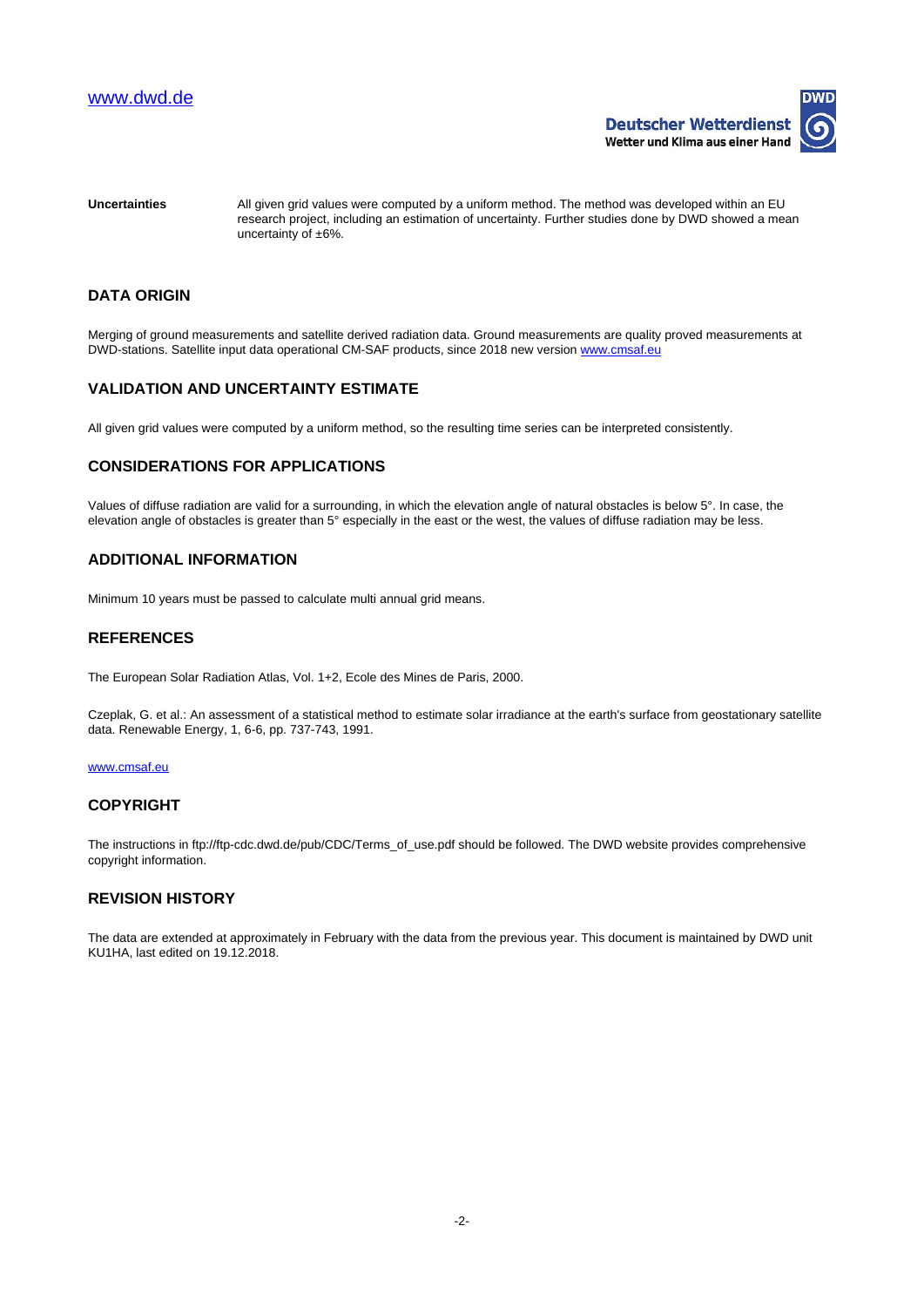**Uncertainties** All given grid values were computed by a uniform method. The method was developed within an EU research project, including an estimation of uncertainty. Further studies done by DWD showed a mean uncertainty of ±6%.

## DATA ORIGIN

Merging of ground measurements and satellite derived radiation data. Ground measurements are quality proved measurements at DWD-stations. Satellite input data operational CM-SAF products, since 2018 new version www.cmsaf.eu

## VALIDATION AND UNCERTAINTY ESTIMATE

All given grid values were computed by a uniform method, so the resulting time series can be interpreted consistently.

## CONSIDERATIONS FOR APPLICATIONS

Values of diffuse radiation are valid for a surrounding, in which the elevation angle of natural obstacles is below 5°. In case, the elevation angle of obstacles is greater than 5° especially in the east or the west, the values of diffuse radiation may be less.

## ADDITIONAL INFORMATION

Minimum 10 years must be passed to calculate multi annual grid means.

## REFERENCES

The European Solar Radiation Atlas, Vol. 1+2, Ecole des Mines de Paris, 2000.

Czeplak, G. et al.: An assessment of a statistical method to estimate solar irradiance at the earth's surface from geostationary satellite data. Renewable Energy, 1, 6-6, pp. 737-743, 1991.

www.cmsaf.eu

## COPYRIGHT

The instructions in ftp://ftp-cdc.dwd.de/pub/CDC/Terms_of_use.pdf should be followed. The DWD website provides comprehensive copyright information.

## REVISION HISTORY

The data are extended at approximately in February with the data from the previous year. This document is maintained by DWD unit KU1HA, last edited on 19.12.2018.